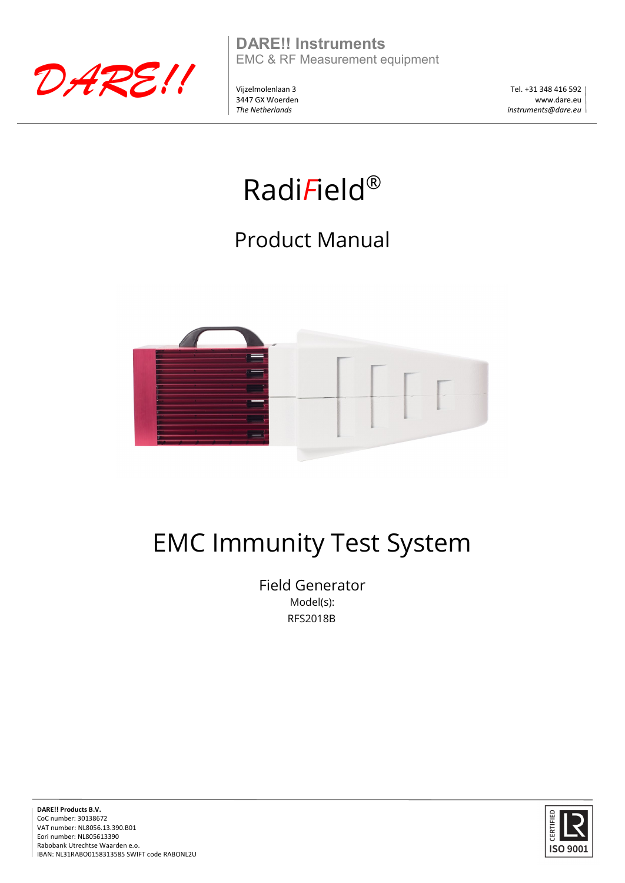DARE!!

**DARE!! Instruments**
EMC & RF Measurement equipment

Vijzelmolenlaan 3
3447 GX Woerden
*The Netherlands*

Tel. +31 348 416 592
www.dare.eu
*instruments@dare.eu*

# RadiField®

## Product Manual

# EMC Immunity Test System

Field Generator
Model(s):
RFS2018B

**DARE!! Products B.V.**
CoC number: 30138672
VAT number: NL8056.13.390.B01
Eori number: NL805613390
Rabobank Utrechtse Waarden e.o.
IBAN: NL31RABO0158313585 SWIFT code RABONL2U

CERTIFIED ISO 9001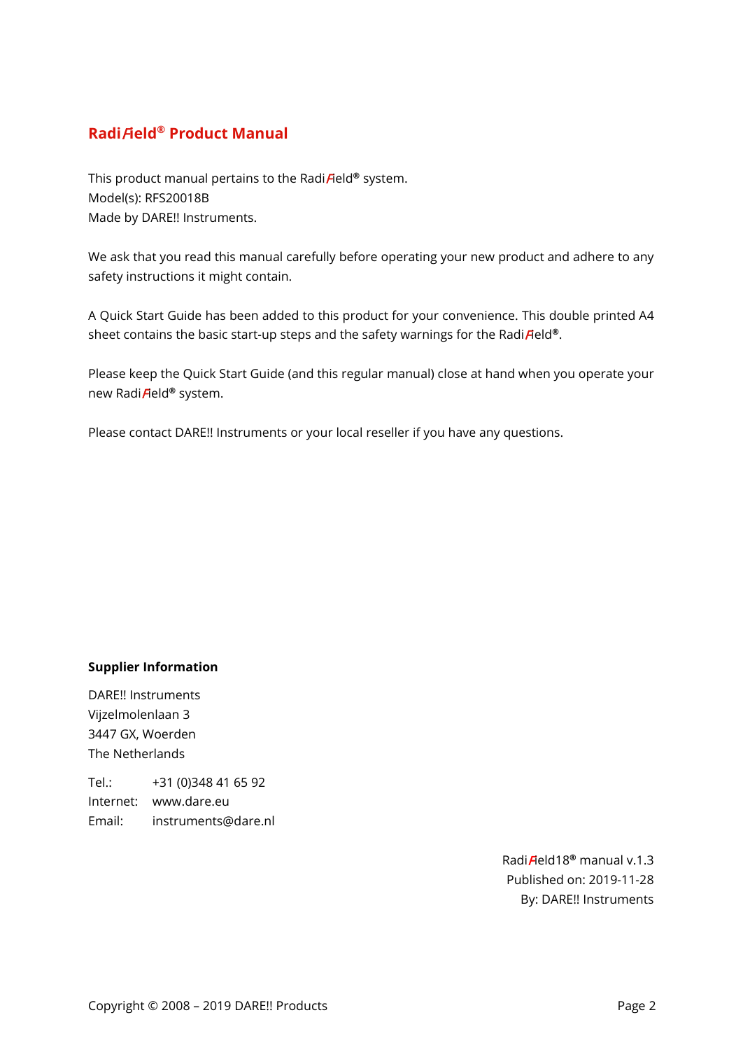# RadiField® Product Manual

This product manual pertains to the RadiField® system.
Model(s): RFS20018B
Made by DARE!! Instruments.

We ask that you read this manual carefully before operating your new product and adhere to any safety instructions it might contain.

A Quick Start Guide has been added to this product for your convenience. This double printed A4 sheet contains the basic start-up steps and the safety warnings for the RadiField®.

Please keep the Quick Start Guide (and this regular manual) close at hand when you operate your new RadiField® system.

Please contact DARE!! Instruments or your local reseller if you have any questions.

**Supplier Information**

DARE!! Instruments
Vijzelmolenlaan 3
3447 GX, Woerden
The Netherlands

Tel.: +31 (0)348 41 65 92
Internet: www.dare.eu
Email: instruments@dare.nl

RadiField18® manual v.1.3
Published on: 2019-11-28
By: DARE!! Instruments

Copyright © 2008 – 2019 DARE!! Products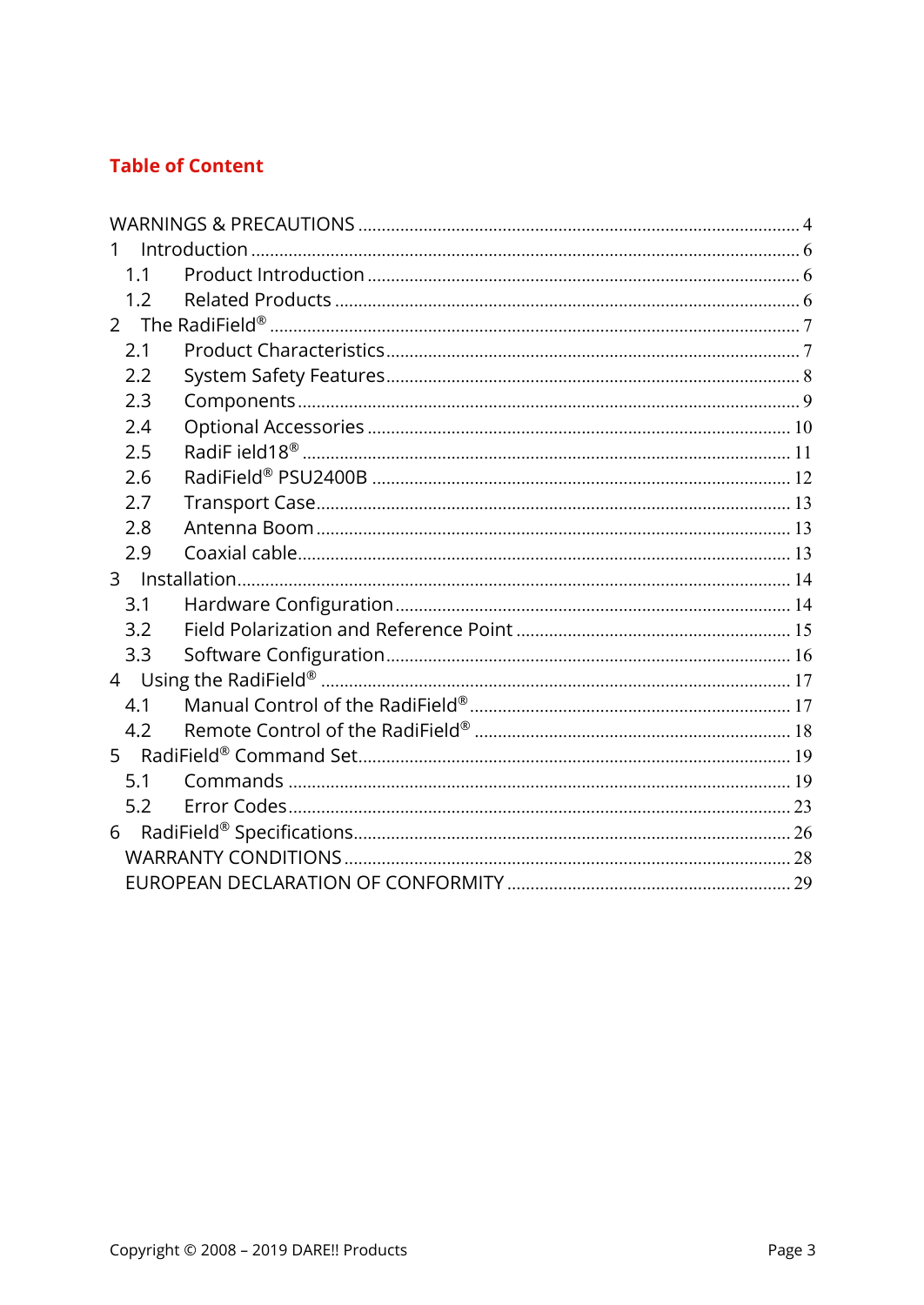## Table of Content

WARNINGS & PRECAUTIONS .......... 4
1 Introduction .......... 6
  1.1 Product Introduction .......... 6
  1.2 Related Products .......... 6
2 The RadiField® .......... 7
  2.1 Product Characteristics .......... 7
  2.2 System Safety Features .......... 8
  2.3 Components .......... 9
  2.4 Optional Accessories .......... 10
  2.5 RadiF ield18® .......... 11
  2.6 RadiField® PSU2400B .......... 12
  2.7 Transport Case .......... 13
  2.8 Antenna Boom .......... 13
  2.9 Coaxial cable .......... 13
3 Installation .......... 14
  3.1 Hardware Configuration .......... 14
  3.2 Field Polarization and Reference Point .......... 15
  3.3 Software Configuration .......... 16
4 Using the RadiField® .......... 17
  4.1 Manual Control of the RadiField® .......... 17
  4.2 Remote Control of the RadiField® .......... 18
5 RadiField® Command Set .......... 19
  5.1 Commands .......... 19
  5.2 Error Codes .......... 23
6 RadiField® Specifications .......... 26
  WARRANTY CONDITIONS .......... 28
  EUROPEAN DECLARATION OF CONFORMITY .......... 29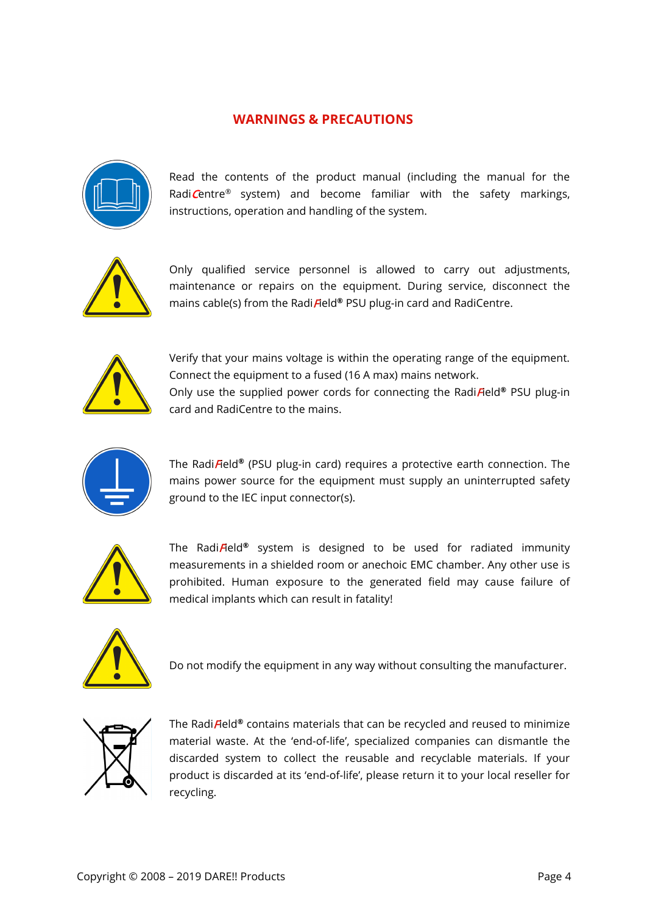## WARNINGS & PRECAUTIONS

Read the contents of the product manual (including the manual for the RadiCentre® system) and become familiar with the safety markings, instructions, operation and handling of the system.

Only qualified service personnel is allowed to carry out adjustments, maintenance or repairs on the equipment. During service, disconnect the mains cable(s) from the RadiField® PSU plug-in card and RadiCentre.

Verify that your mains voltage is within the operating range of the equipment. Connect the equipment to a fused (16 A max) mains network.
Only use the supplied power cords for connecting the RadiField® PSU plug-in card and RadiCentre to the mains.

The RadiField® (PSU plug-in card) requires a protective earth connection. The mains power source for the equipment must supply an uninterrupted safety ground to the IEC input connector(s).

The RadiField® system is designed to be used for radiated immunity measurements in a shielded room or anechoic EMC chamber. Any other use is prohibited. Human exposure to the generated field may cause failure of medical implants which can result in fatality!

Do not modify the equipment in any way without consulting the manufacturer.

The RadiField® contains materials that can be recycled and reused to minimize material waste. At the 'end-of-life', specialized companies can dismantle the discarded system to collect the reusable and recyclable materials. If your product is discarded at its 'end-of-life', please return it to your local reseller for recycling.

Copyright © 2008 – 2019 DARE!! Products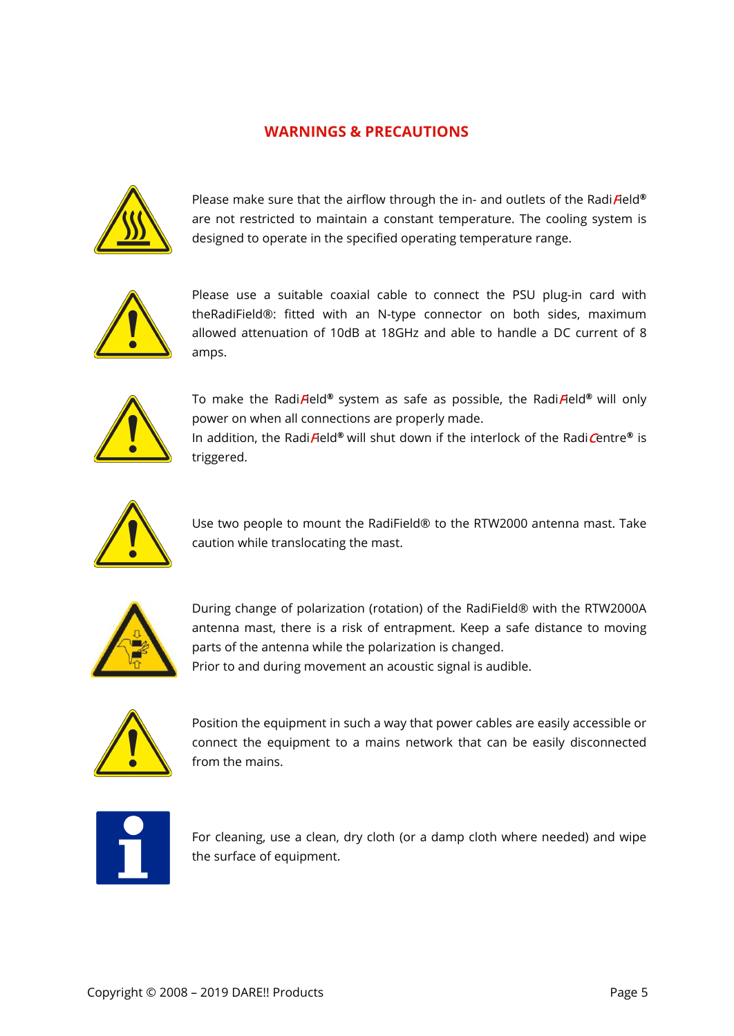## WARNINGS & PRECAUTIONS

Please make sure that the airflow through the in- and outlets of the RadiField® are not restricted to maintain a constant temperature. The cooling system is designed to operate in the specified operating temperature range.

Please use a suitable coaxial cable to connect the PSU plug-in card with theRadiField®: fitted with an N-type connector on both sides, maximum allowed attenuation of 10dB at 18GHz and able to handle a DC current of 8 amps.

To make the RadiField® system as safe as possible, the RadiField® will only power on when all connections are properly made.
In addition, the RadiField® will shut down if the interlock of the RadiCentre® is triggered.

Use two people to mount the RadiField® to the RTW2000 antenna mast. Take caution while translocating the mast.

During change of polarization (rotation) of the RadiField® with the RTW2000A antenna mast, there is a risk of entrapment. Keep a safe distance to moving parts of the antenna while the polarization is changed.
Prior to and during movement an acoustic signal is audible.

Position the equipment in such a way that power cables are easily accessible or connect the equipment to a mains network that can be easily disconnected from the mains.

For cleaning, use a clean, dry cloth (or a damp cloth where needed) and wipe the surface of equipment.

Copyright © 2008 – 2019 DARE!! Products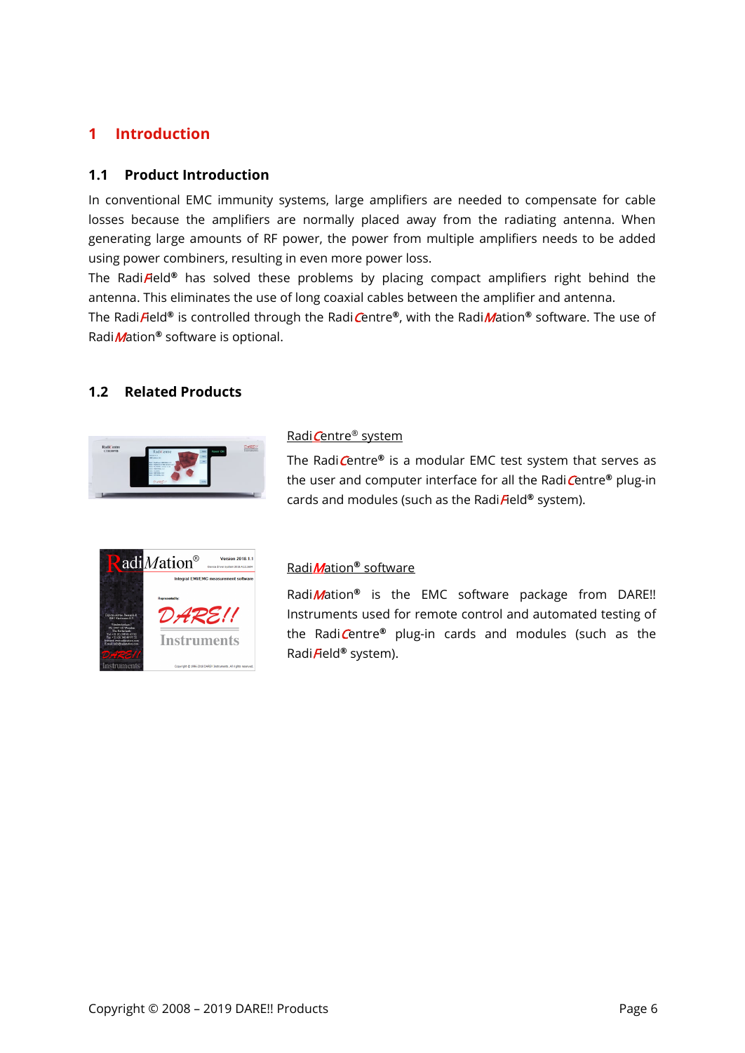# 1 Introduction

## 1.1 Product Introduction

In conventional EMC immunity systems, large amplifiers are needed to compensate for cable losses because the amplifiers are normally placed away from the radiating antenna. When generating large amounts of RF power, the power from multiple amplifiers needs to be added using power combiners, resulting in even more power loss.

The RadiField® has solved these problems by placing compact amplifiers right behind the antenna. This eliminates the use of long coaxial cables between the amplifier and antenna.

The RadiField® is controlled through the RadiCentre®, with the RadiMation® software. The use of RadiMation® software is optional.

## 1.2 Related Products

RadiCentre® system

The RadiCentre® is a modular EMC test system that serves as the user and computer interface for all the RadiCentre® plug-in cards and modules (such as the RadiField® system).

RadiMation® software

RadiMation® is the EMC software package from DARE!! Instruments used for remote control and automated testing of the RadiCentre® plug-in cards and modules (such as the RadiField® system).

Copyright © 2008 – 2019 DARE!! Products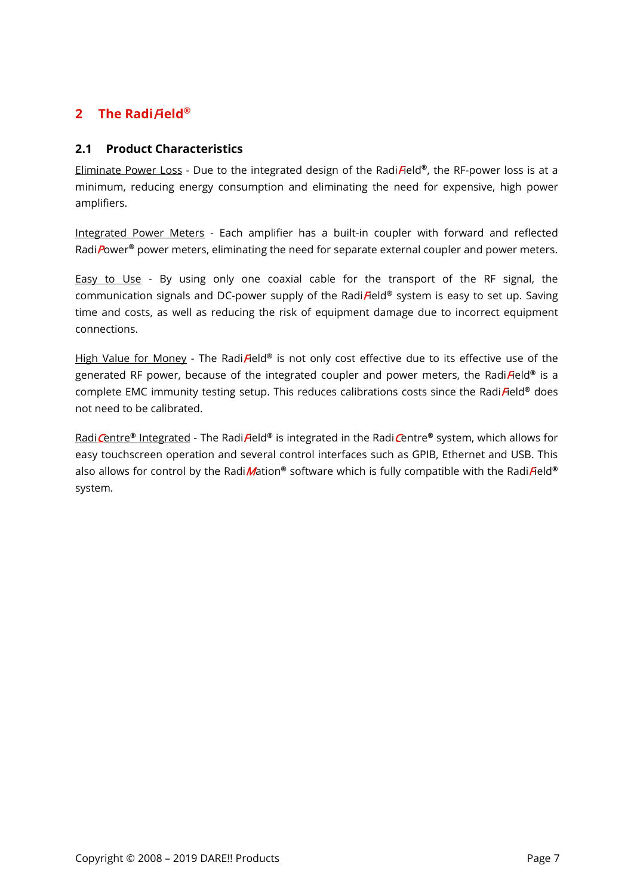# 2 The RadiField®

## 2.1 Product Characteristics

Eliminate Power Loss - Due to the integrated design of the RadiField®, the RF-power loss is at a minimum, reducing energy consumption and eliminating the need for expensive, high power amplifiers.

Integrated Power Meters - Each amplifier has a built-in coupler with forward and reflected RadiPower® power meters, eliminating the need for separate external coupler and power meters.

Easy to Use - By using only one coaxial cable for the transport of the RF signal, the communication signals and DC-power supply of the RadiField® system is easy to set up. Saving time and costs, as well as reducing the risk of equipment damage due to incorrect equipment connections.

High Value for Money - The RadiField® is not only cost effective due to its effective use of the generated RF power, because of the integrated coupler and power meters, the RadiField® is a complete EMC immunity testing setup. This reduces calibrations costs since the RadiField® does not need to be calibrated.

RadiCentre® Integrated - The RadiField® is integrated in the RadiCentre® system, which allows for easy touchscreen operation and several control interfaces such as GPIB, Ethernet and USB. This also allows for control by the RadiMation® software which is fully compatible with the RadiField® system.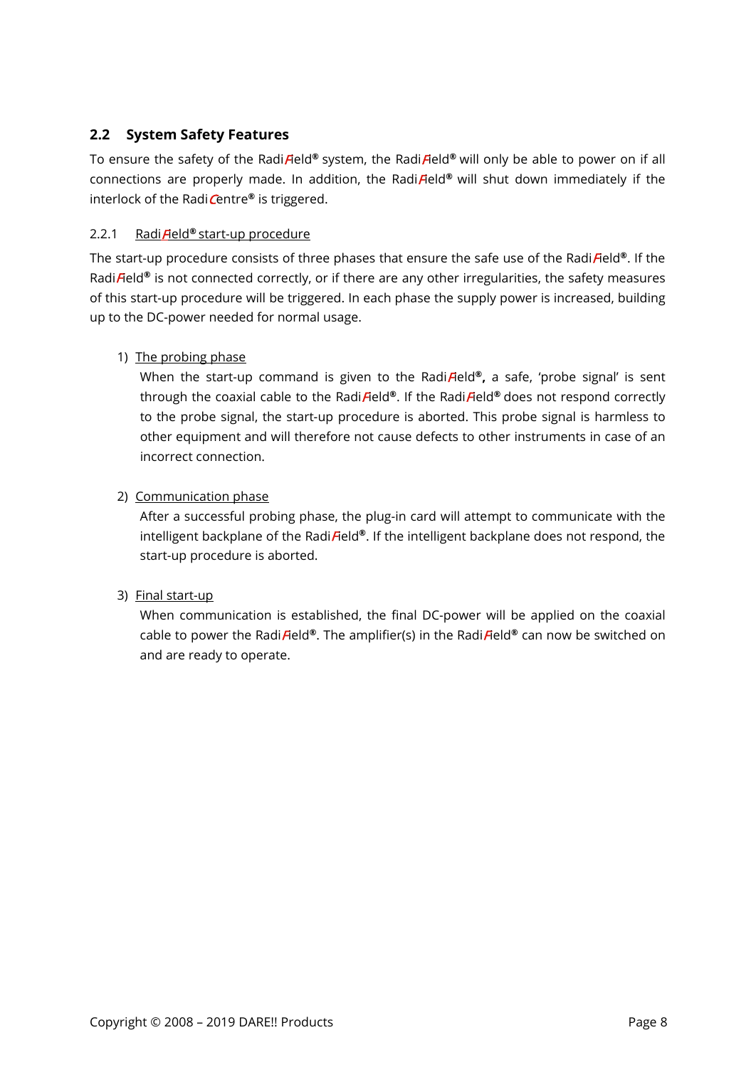## 2.2 System Safety Features

To ensure the safety of the RadiField® system, the RadiField® will only be able to power on if all connections are properly made. In addition, the RadiField® will shut down immediately if the interlock of the RadiCentre® is triggered.

### 2.2.1 RadiField® start-up procedure

The start-up procedure consists of three phases that ensure the safe use of the RadiField®. If the RadiField® is not connected correctly, or if there are any other irregularities, the safety measures of this start-up procedure will be triggered. In each phase the supply power is increased, building up to the DC-power needed for normal usage.

1) The probing phase

   When the start-up command is given to the RadiField®**,** a safe, 'probe signal' is sent through the coaxial cable to the RadiField®. If the RadiField® does not respond correctly to the probe signal, the start-up procedure is aborted. This probe signal is harmless to other equipment and will therefore not cause defects to other instruments in case of an incorrect connection.

2) Communication phase

   After a successful probing phase, the plug-in card will attempt to communicate with the intelligent backplane of the RadiField®. If the intelligent backplane does not respond, the start-up procedure is aborted.

3) Final start-up

   When communication is established, the final DC-power will be applied on the coaxial cable to power the RadiField®. The amplifier(s) in the RadiField® can now be switched on and are ready to operate.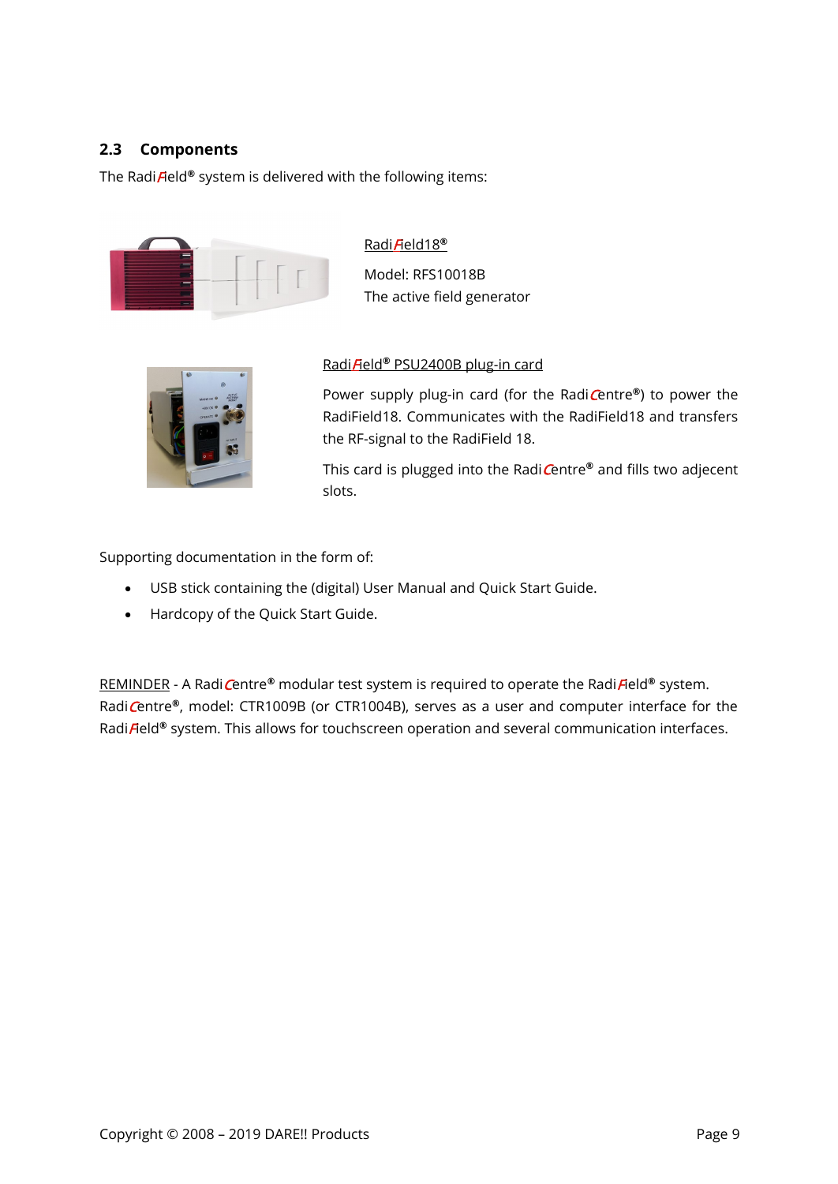## 2.3 Components

The RadiField® system is delivered with the following items:

RadiField18®

Model: RFS10018B
The active field generator

RadiField® PSU2400B plug-in card

Power supply plug-in card (for the RadiCentre®) to power the RadiField18. Communicates with the RadiField18 and transfers the RF-signal to the RadiField 18.

This card is plugged into the RadiCentre® and fills two adjecent slots.

Supporting documentation in the form of:

- USB stick containing the (digital) User Manual and Quick Start Guide.
- Hardcopy of the Quick Start Guide.

REMINDER - A RadiCentre® modular test system is required to operate the RadiField® system. RadiCentre®, model: CTR1009B (or CTR1004B), serves as a user and computer interface for the RadiField® system. This allows for touchscreen operation and several communication interfaces.

Copyright © 2008 – 2019 DARE!! Products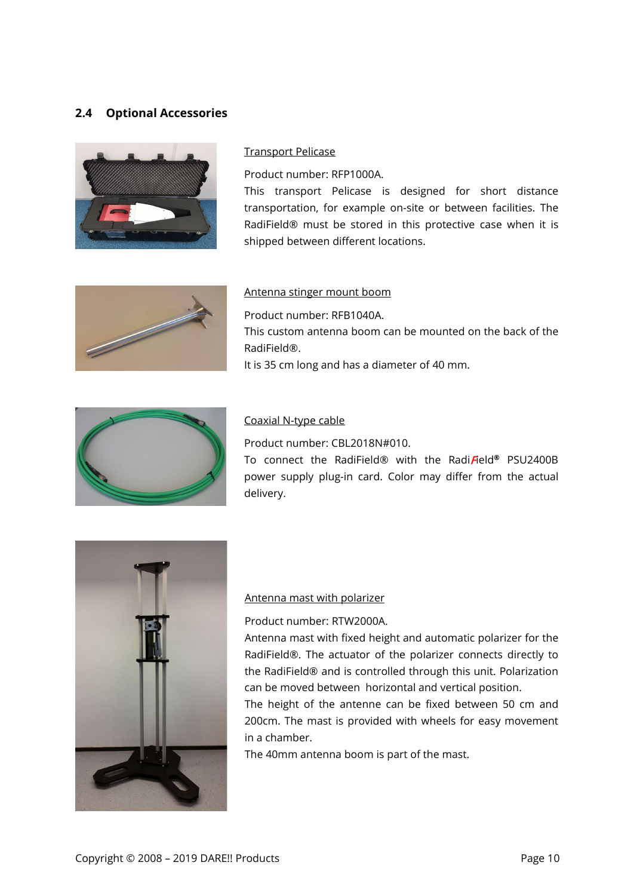## 2.4 Optional Accessories

Transport Pelicase

Product number: RFP1000A.

This transport Pelicase is designed for short distance transportation, for example on-site or between facilities. The RadiField® must be stored in this protective case when it is shipped between different locations.

Antenna stinger mount boom

Product number: RFB1040A.

This custom antenna boom can be mounted on the back of the RadiField®.

It is 35 cm long and has a diameter of 40 mm.

Coaxial N-type cable

Product number: CBL2018N#010.

To connect the RadiField® with the RadiField® PSU2400B power supply plug-in card. Color may differ from the actual delivery.

Antenna mast with polarizer

Product number: RTW2000A.

Antenna mast with fixed height and automatic polarizer for the RadiField®. The actuator of the polarizer connects directly to the RadiField® and is controlled through this unit. Polarization can be moved between horizontal and vertical position.

The height of the antenne can be fixed between 50 cm and 200cm. The mast is provided with wheels for easy movement in a chamber.

The 40mm antenna boom is part of the mast.

Copyright © 2008 – 2019 DARE!! Products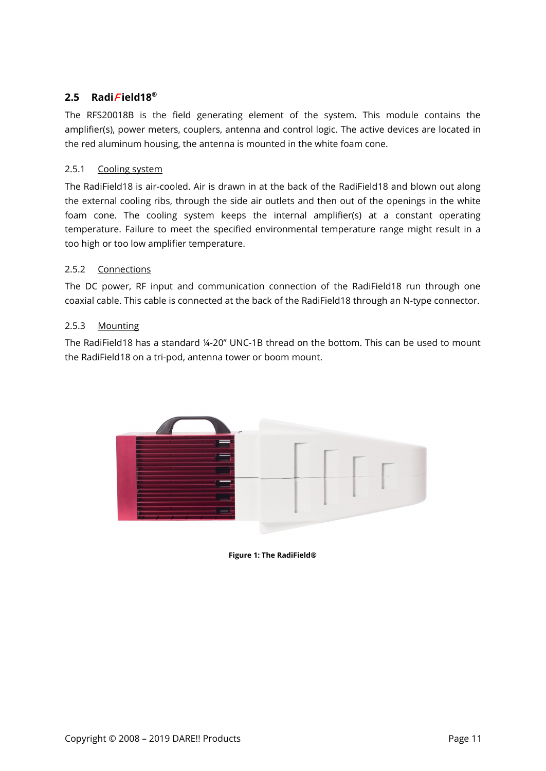## 2.5 RadiField18®

The RFS20018B is the field generating element of the system. This module contains the amplifier(s), power meters, couplers, antenna and control logic. The active devices are located in the red aluminum housing, the antenna is mounted in the white foam cone.

### 2.5.1 Cooling system

The RadiField18 is air-cooled. Air is drawn in at the back of the RadiField18 and blown out along the external cooling ribs, through the side air outlets and then out of the openings in the white foam cone. The cooling system keeps the internal amplifier(s) at a constant operating temperature. Failure to meet the specified environmental temperature range might result in a too high or too low amplifier temperature.

### 2.5.2 Connections

The DC power, RF input and communication connection of the RadiField18 run through one coaxial cable. This cable is connected at the back of the RadiField18 through an N-type connector.

### 2.5.3 Mounting

The RadiField18 has a standard ¼-20" UNC-1B thread on the bottom. This can be used to mount the RadiField18 on a tri-pod, antenna tower or boom mount.

**Figure 1: The RadiField®**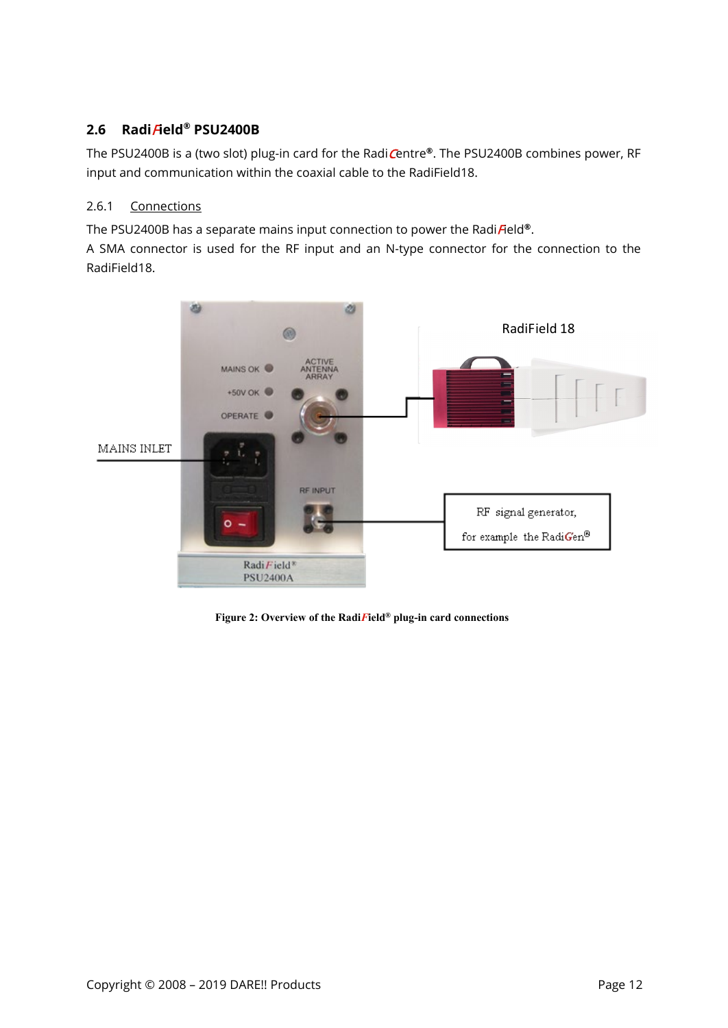## 2.6 RadiField® PSU2400B

The PSU2400B is a (two slot) plug-in card for the RadiCentre®. The PSU2400B combines power, RF input and communication within the coaxial cable to the RadiField18.

### 2.6.1 Connections

The PSU2400B has a separate mains input connection to power the RadiField®.
A SMA connector is used for the RF input and an N-type connector for the connection to the RadiField18.

MAINS OK
+50V OK
OPERATE
ACTIVE ANTENNA ARRAY
MAINS INLET
RF INPUT
RadiField®
PSU2400A
RadiField 18
RF signal generator,
for example the RadiGen®

**Figure 2: Overview of the RadiField® plug-in card connections**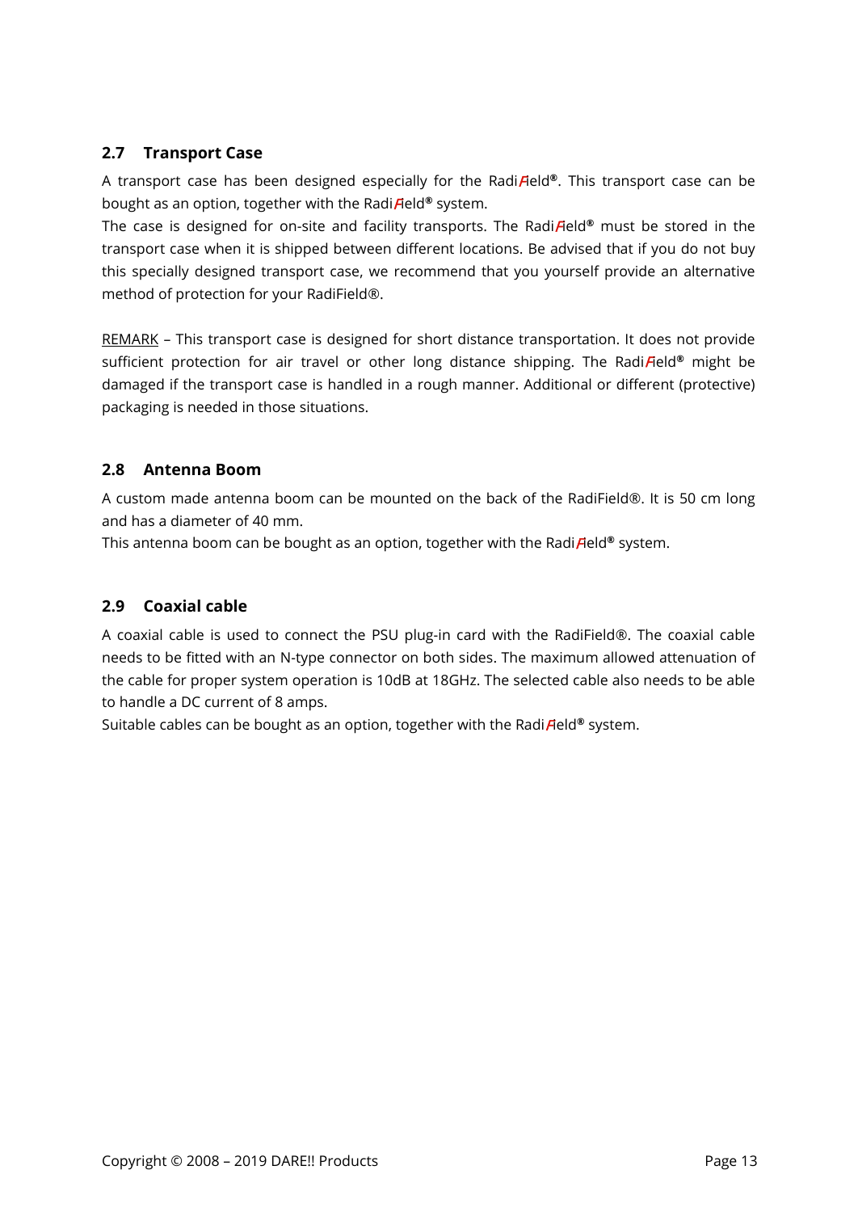## 2.7 Transport Case

A transport case has been designed especially for the RadiField®. This transport case can be bought as an option, together with the RadiField® system.

The case is designed for on-site and facility transports. The RadiField® must be stored in the transport case when it is shipped between different locations. Be advised that if you do not buy this specially designed transport case, we recommend that you yourself provide an alternative method of protection for your RadiField®.

REMARK – This transport case is designed for short distance transportation. It does not provide sufficient protection for air travel or other long distance shipping. The RadiField® might be damaged if the transport case is handled in a rough manner. Additional or different (protective) packaging is needed in those situations.

## 2.8 Antenna Boom

A custom made antenna boom can be mounted on the back of the RadiField®. It is 50 cm long and has a diameter of 40 mm.

This antenna boom can be bought as an option, together with the RadiField® system.

## 2.9 Coaxial cable

A coaxial cable is used to connect the PSU plug-in card with the RadiField®. The coaxial cable needs to be fitted with an N-type connector on both sides. The maximum allowed attenuation of the cable for proper system operation is 10dB at 18GHz. The selected cable also needs to be able to handle a DC current of 8 amps.

Suitable cables can be bought as an option, together with the RadiField® system.

Copyright © 2008 – 2019 DARE!! Products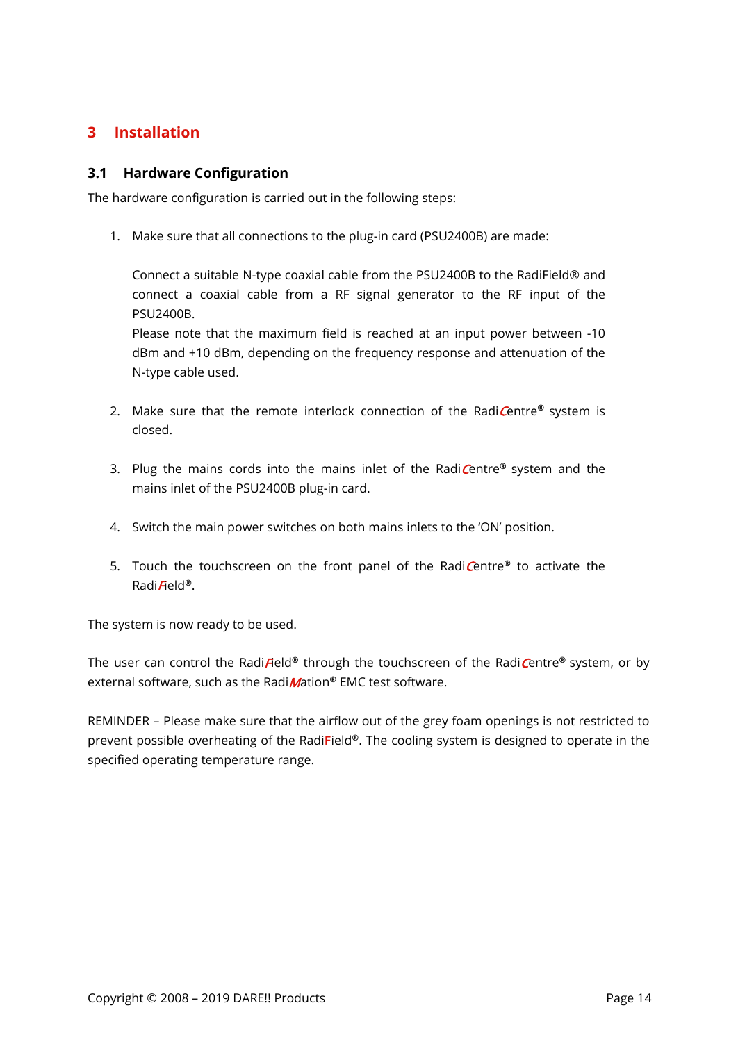# 3 Installation

## 3.1 Hardware Configuration

The hardware configuration is carried out in the following steps:

1. Make sure that all connections to the plug-in card (PSU2400B) are made:

   Connect a suitable N-type coaxial cable from the PSU2400B to the RadiField® and connect a coaxial cable from a RF signal generator to the RF input of the PSU2400B.
   Please note that the maximum field is reached at an input power between -10 dBm and +10 dBm, depending on the frequency response and attenuation of the N-type cable used.

2. Make sure that the remote interlock connection of the RadiCentre® system is closed.

3. Plug the mains cords into the mains inlet of the RadiCentre® system and the mains inlet of the PSU2400B plug-in card.

4. Switch the main power switches on both mains inlets to the 'ON' position.

5. Touch the touchscreen on the front panel of the RadiCentre® to activate the RadiField®.

The system is now ready to be used.

The user can control the RadiField® through the touchscreen of the RadiCentre® system, or by external software, such as the RadiMation® EMC test software.

REMINDER – Please make sure that the airflow out of the grey foam openings is not restricted to prevent possible overheating of the RadiField®. The cooling system is designed to operate in the specified operating temperature range.

Copyright © 2008 – 2019 DARE!! Products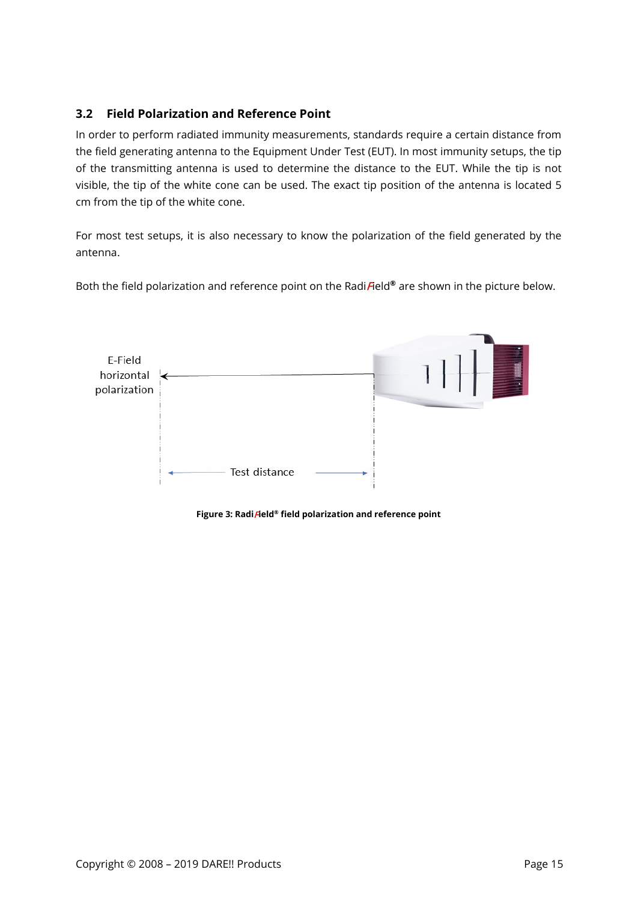### 3.2 Field Polarization and Reference Point

In order to perform radiated immunity measurements, standards require a certain distance from the field generating antenna to the Equipment Under Test (EUT). In most immunity setups, the tip of the transmitting antenna is used to determine the distance to the EUT. While the tip is not visible, the tip of the white cone can be used. The exact tip position of the antenna is located 5 cm from the tip of the white cone.

For most test setups, it is also necessary to know the polarization of the field generated by the antenna.

Both the field polarization and reference point on the RadiField® are shown in the picture below.

E-Field horizontal polarization

Test distance

**Figure 3: RadiField® field polarization and reference point**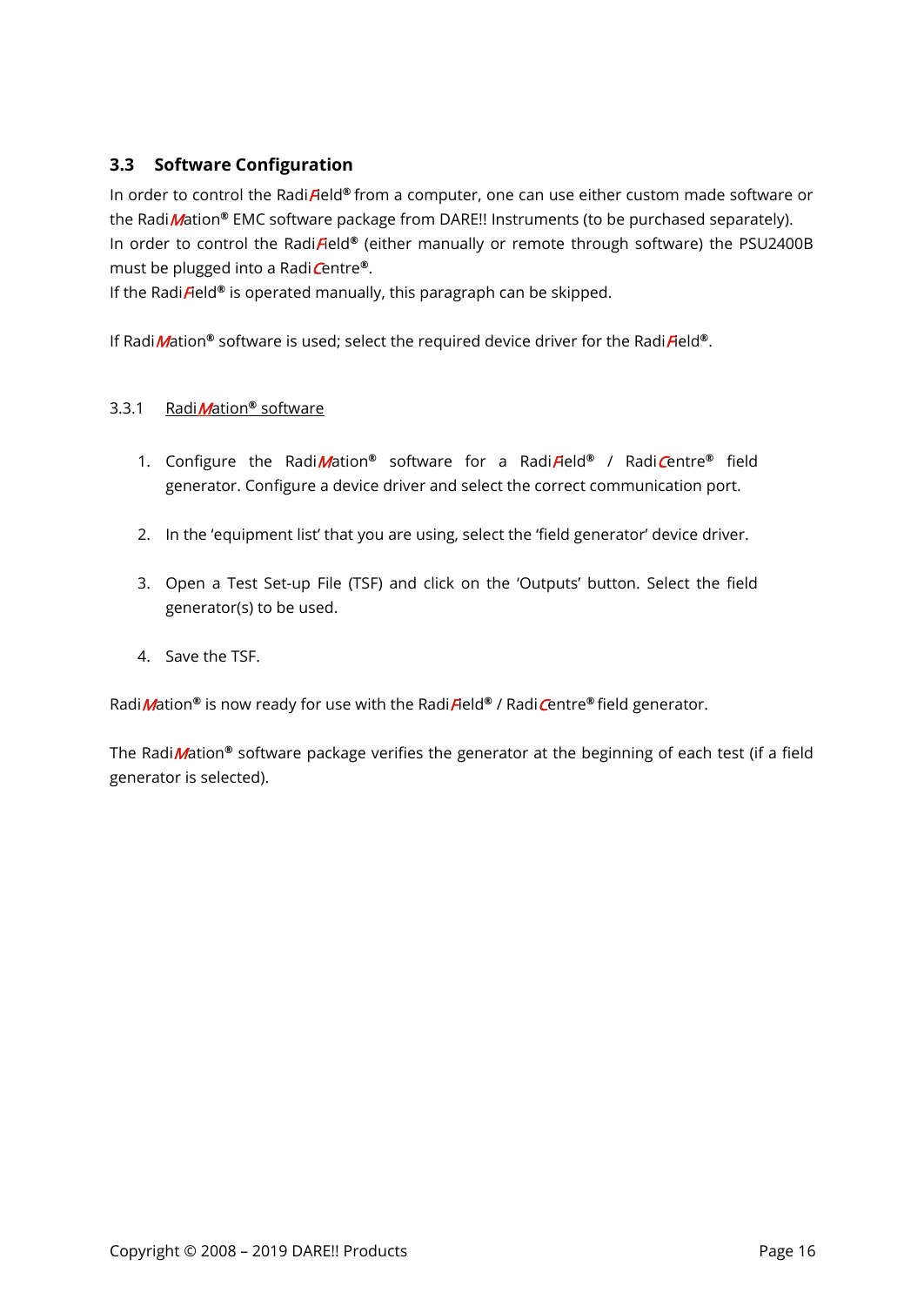## 3.3 Software Configuration

In order to control the RadiField® from a computer, one can use either custom made software or the RadiMation® EMC software package from DARE!! Instruments (to be purchased separately).
In order to control the RadiField® (either manually or remote through software) the PSU2400B must be plugged into a RadiCentre®.
If the RadiField® is operated manually, this paragraph can be skipped.

If RadiMation® software is used; select the required device driver for the RadiField®.

### 3.3.1 RadiMation® software

1. Configure the RadiMation® software for a RadiField® / RadiCentre® field generator. Configure a device driver and select the correct communication port.

2. In the 'equipment list' that you are using, select the 'field generator' device driver.

3. Open a Test Set-up File (TSF) and click on the 'Outputs' button. Select the field generator(s) to be used.

4. Save the TSF.

RadiMation® is now ready for use with the RadiField® / RadiCentre® field generator.

The RadiMation® software package verifies the generator at the beginning of each test (if a field generator is selected).

Copyright © 2008 – 2019 DARE!! Products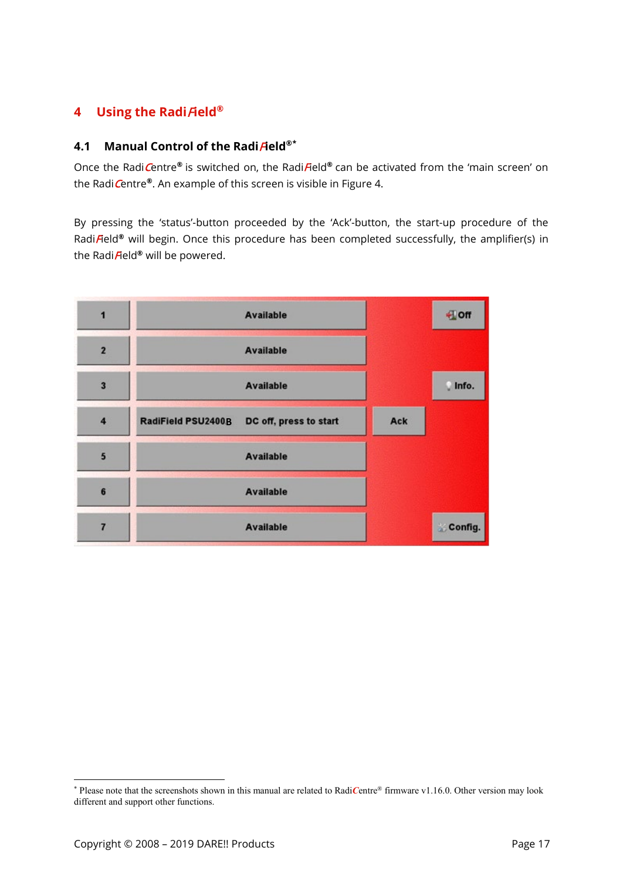# 4 Using the RadiField®

## 4.1 Manual Control of the RadiField®*

Once the RadiCentre® is switched on, the RadiField® can be activated from the 'main screen' on the RadiCentre®. An example of this screen is visible in Figure 4.

By pressing the 'status'-button proceeded by the 'Ack'-button, the start-up procedure of the RadiField® will begin. Once this procedure has been completed successfully, the amplifier(s) in the RadiField® will be powered.

| | | | |
|---|---|---|---|
| 1 | Available | | Off |
| 2 | Available | | |
| 3 | Available | | Info. |
| 4 | RadiField PSU2400B DC off, press to start | Ack | |
| 5 | Available | | |
| 6 | Available | | |
| 7 | Available | | Config. |

* Please note that the screenshots shown in this manual are related to RadiCentre® firmware v1.16.0. Other version may look different and support other functions.

Copyright © 2008 – 2019 DARE!! Products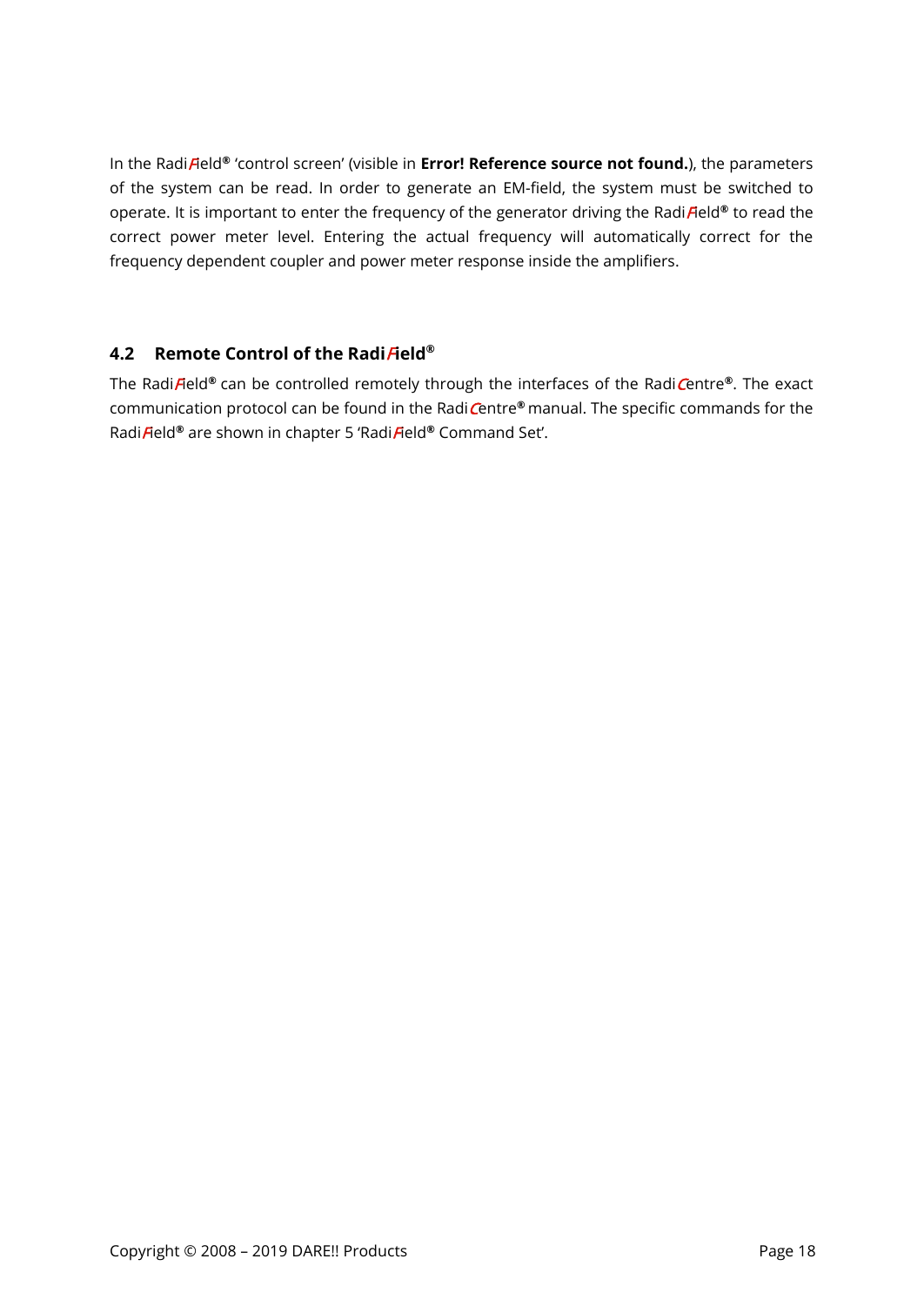In the Radi*F*ield® 'control screen' (visible in **Error! Reference source not found.**), the parameters of the system can be read. In order to generate an EM-field, the system must be switched to operate. It is important to enter the frequency of the generator driving the Radi*F*ield® to read the correct power meter level. Entering the actual frequency will automatically correct for the frequency dependent coupler and power meter response inside the amplifiers.

## 4.2 Remote Control of the Radi*F*ield®

The Radi*F*ield® can be controlled remotely through the interfaces of the Radi*C*entre®. The exact communication protocol can be found in the Radi*C*entre® manual. The specific commands for the Radi*F*ield® are shown in chapter 5 'Radi*F*ield® Command Set'.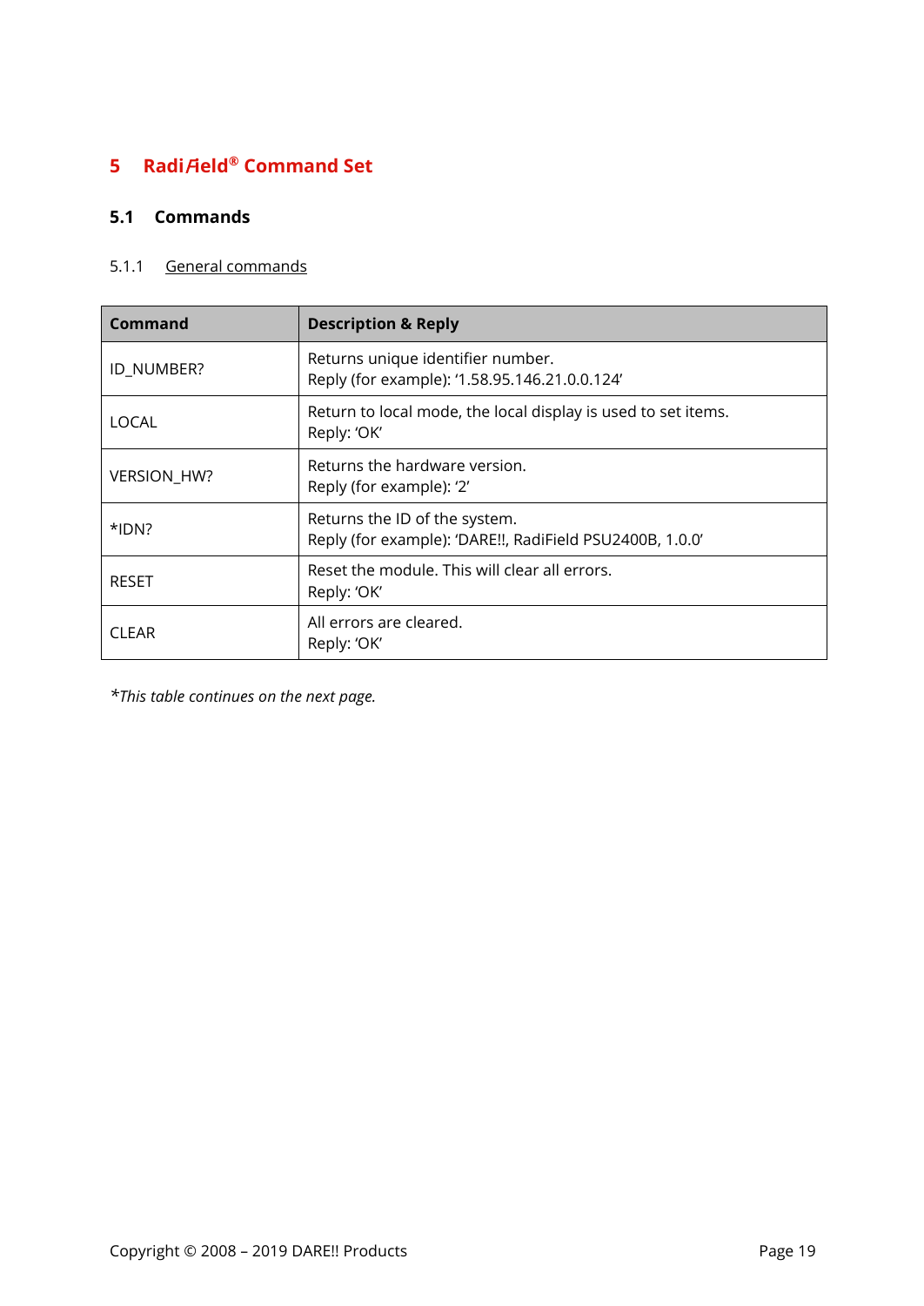# 5 RadiField® Command Set

## 5.1 Commands

### 5.1.1 General commands

| Command | Description & Reply |
| --- | --- |
| ID_NUMBER? | Returns unique identifier number.<br>Reply (for example): '1.58.95.146.21.0.0.124' |
| LOCAL | Return to local mode, the local display is used to set items.<br>Reply: 'OK' |
| VERSION_HW? | Returns the hardware version.<br>Reply (for example): '2' |
| *IDN? | Returns the ID of the system.<br>Reply (for example): 'DARE!!, RadiField PSU2400B, 1.0.0' |
| RESET | Reset the module. This will clear all errors.<br>Reply: 'OK' |
| CLEAR | All errors are cleared.<br>Reply: 'OK' |

*\*This table continues on the next page.*

Copyright © 2008 – 2019 DARE!! Products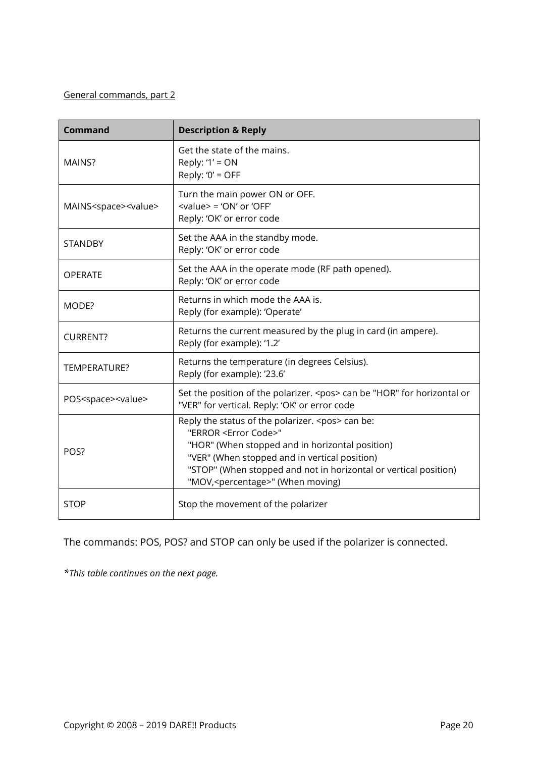General commands, part 2

| Command | Description & Reply |
| --- | --- |
| MAINS? | Get the state of the mains.<br>Reply: '1' = ON<br>Reply: '0' = OFF |
| MAINS<space><value> | Turn the main power ON or OFF.<br><value> = 'ON' or 'OFF'<br>Reply: 'OK' or error code |
| STANDBY | Set the AAA in the standby mode.<br>Reply: 'OK' or error code |
| OPERATE | Set the AAA in the operate mode (RF path opened).<br>Reply: 'OK' or error code |
| MODE? | Returns in which mode the AAA is.<br>Reply (for example): 'Operate' |
| CURRENT? | Returns the current measured by the plug in card (in ampere).<br>Reply (for example): '1.2' |
| TEMPERATURE? | Returns the temperature (in degrees Celsius).<br>Reply (for example): '23.6' |
| POS<space><value> | Set the position of the polarizer. <pos> can be "HOR" for horizontal or "VER" for vertical. Reply: 'OK' or error code |
| POS? | Reply the status of the polarizer. <pos> can be:<br>"ERROR <Error Code>"<br>"HOR" (When stopped and in horizontal position)<br>"VER" (When stopped and in vertical position)<br>"STOP" (When stopped and not in horizontal or vertical position)<br>"MOV,<percentage>" (When moving) |
| STOP | Stop the movement of the polarizer |

The commands: POS, POS? and STOP can only be used if the polarizer is connected.

*\*This table continues on the next page.*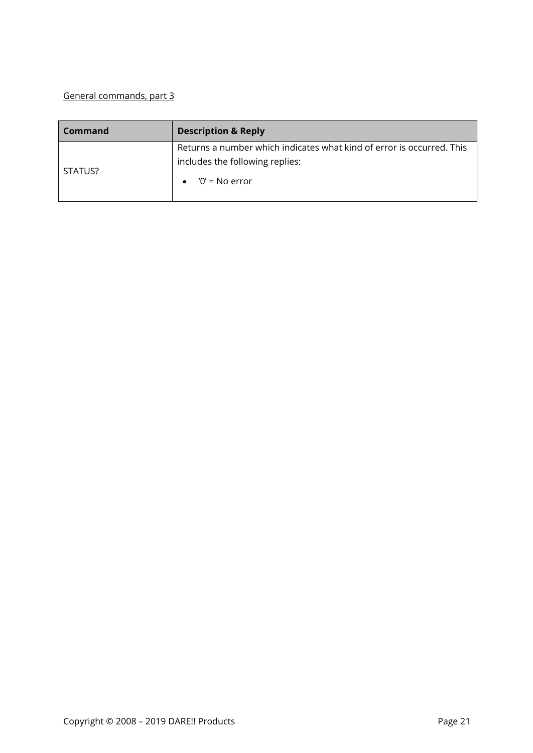General commands, part 3

| Command | Description & Reply |
| --- | --- |
| STATUS? | Returns a number which indicates what kind of error is occurred. This includes the following replies:<br>• '0' = No error |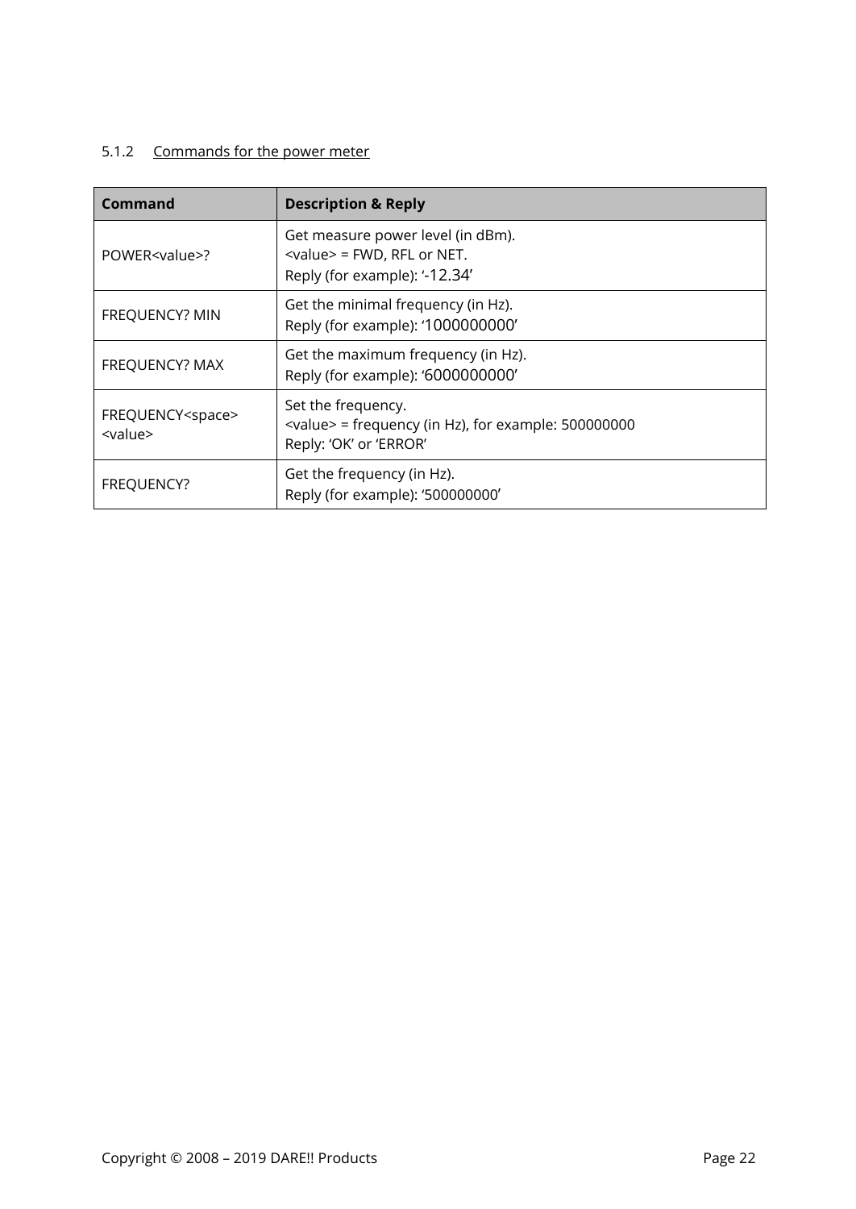#### 5.1.2 Commands for the power meter

| Command | Description & Reply |
| --- | --- |
| POWER<value>? | Get measure power level (in dBm).<br><value> = FWD, RFL or NET.<br>Reply (for example): '-12.34' |
| FREQUENCY? MIN | Get the minimal frequency (in Hz).<br>Reply (for example): '1000000000' |
| FREQUENCY? MAX | Get the maximum frequency (in Hz).<br>Reply (for example): '6000000000' |
| FREQUENCY<space><value> | Set the frequency.<br><value> = frequency (in Hz), for example: 500000000<br>Reply: 'OK' or 'ERROR' |
| FREQUENCY? | Get the frequency (in Hz).<br>Reply (for example): '500000000' |

Copyright © 2008 – 2019 DARE!! Products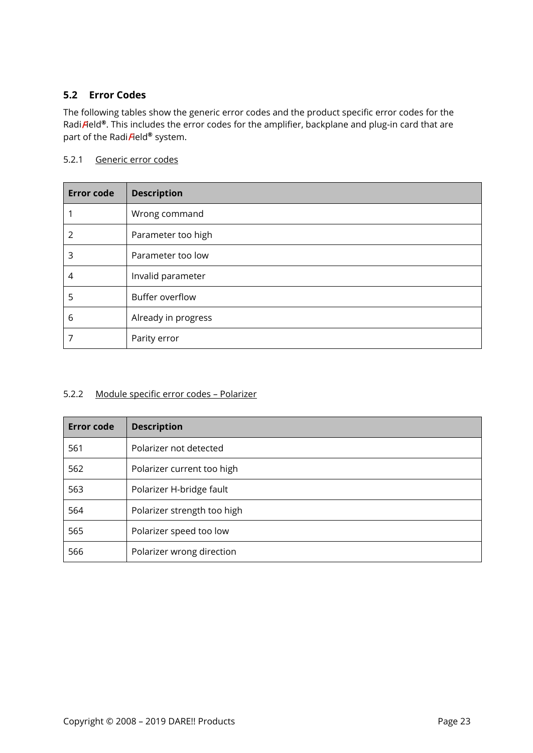## 5.2 Error Codes

The following tables show the generic error codes and the product specific error codes for the RadiField®. This includes the error codes for the amplifier, backplane and plug-in card that are part of the RadiField® system.

### 5.2.1 Generic error codes

| Error code | Description |
|---|---|
| 1 | Wrong command |
| 2 | Parameter too high |
| 3 | Parameter too low |
| 4 | Invalid parameter |
| 5 | Buffer overflow |
| 6 | Already in progress |
| 7 | Parity error |

### 5.2.2 Module specific error codes – Polarizer

| Error code | Description |
|---|---|
| 561 | Polarizer not detected |
| 562 | Polarizer current too high |
| 563 | Polarizer H-bridge fault |
| 564 | Polarizer strength too high |
| 565 | Polarizer speed too low |
| 566 | Polarizer wrong direction |

Copyright © 2008 – 2019 DARE!! Products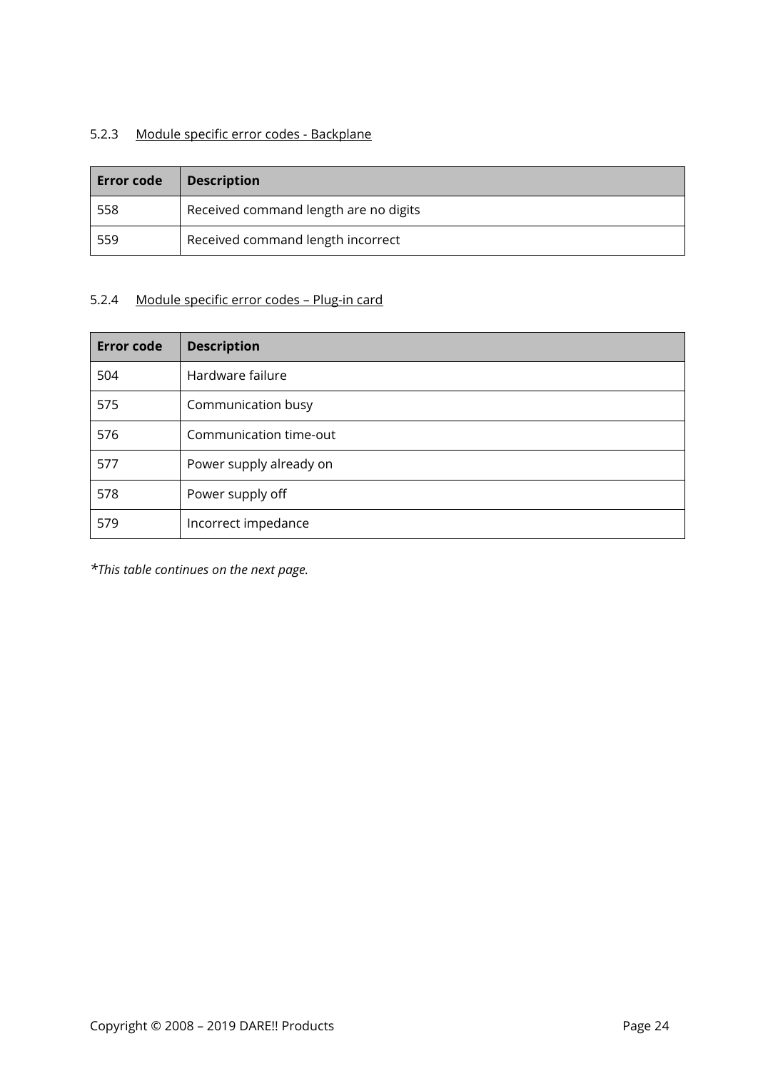### 5.2.3 Module specific error codes - Backplane

| Error code | Description |
|---|---|
| 558 | Received command length are no digits |
| 559 | Received command length incorrect |

### 5.2.4 Module specific error codes – Plug-in card

| Error code | Description |
|---|---|
| 504 | Hardware failure |
| 575 | Communication busy |
| 576 | Communication time-out |
| 577 | Power supply already on |
| 578 | Power supply off |
| 579 | Incorrect impedance |

*\*This table continues on the next page.*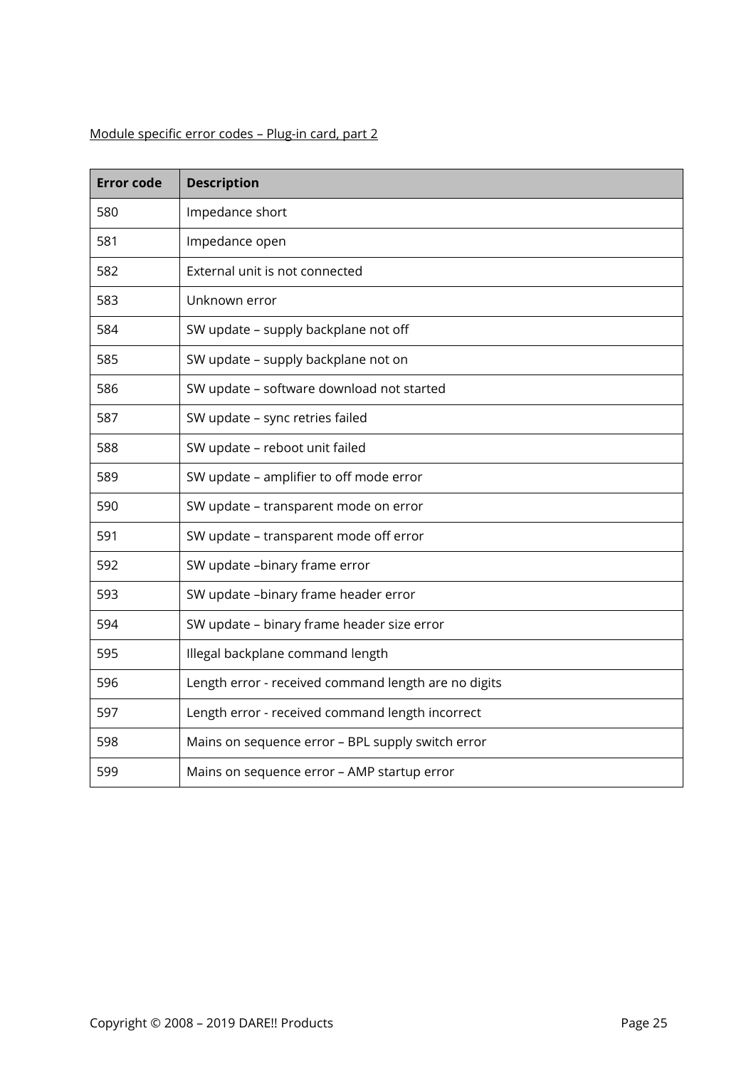Module specific error codes – Plug-in card, part 2

| Error code | Description |
|---|---|
| 580 | Impedance short |
| 581 | Impedance open |
| 582 | External unit is not connected |
| 583 | Unknown error |
| 584 | SW update – supply backplane not off |
| 585 | SW update – supply backplane not on |
| 586 | SW update – software download not started |
| 587 | SW update – sync retries failed |
| 588 | SW update – reboot unit failed |
| 589 | SW update – amplifier to off mode error |
| 590 | SW update – transparent mode on error |
| 591 | SW update – transparent mode off error |
| 592 | SW update –binary frame error |
| 593 | SW update –binary frame header error |
| 594 | SW update – binary frame header size error |
| 595 | Illegal backplane command length |
| 596 | Length error - received command length are no digits |
| 597 | Length error - received command length incorrect |
| 598 | Mains on sequence error – BPL supply switch error |
| 599 | Mains on sequence error – AMP startup error |

Copyright © 2008 – 2019 DARE!! Products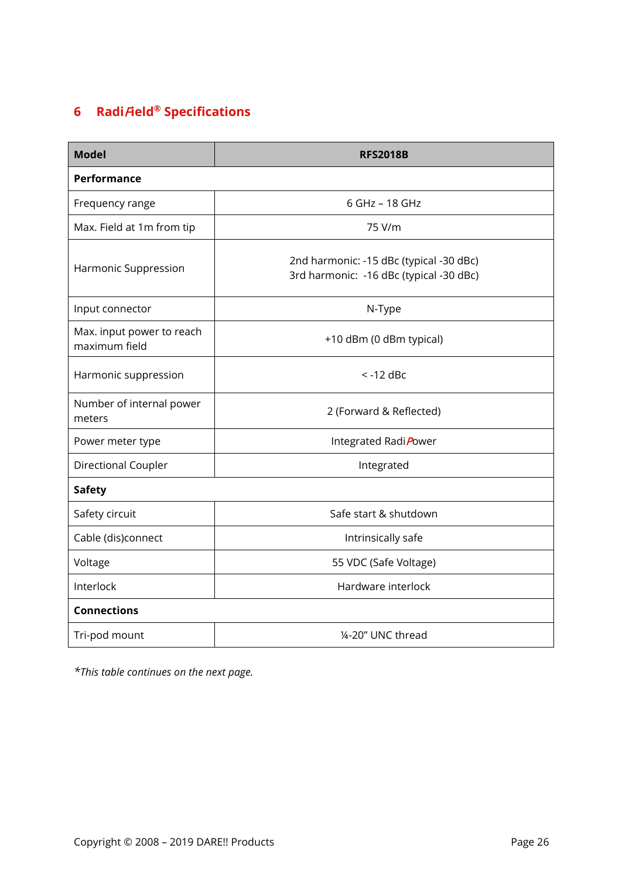## 6 RadiField® Specifications

| Model | RFS2018B |
|---|---|
| **Performance** | |
| Frequency range | 6 GHz – 18 GHz |
| Max. Field at 1m from tip | 75 V/m |
| Harmonic Suppression | 2nd harmonic: -15 dBc (typical -30 dBc)<br>3rd harmonic: -16 dBc (typical -30 dBc) |
| Input connector | N-Type |
| Max. input power to reach maximum field | +10 dBm (0 dBm typical) |
| Harmonic suppression | < -12 dBc |
| Number of internal power meters | 2 (Forward & Reflected) |
| Power meter type | Integrated RadiPower |
| Directional Coupler | Integrated |
| **Safety** | |
| Safety circuit | Safe start & shutdown |
| Cable (dis)connect | Intrinsically safe |
| Voltage | 55 VDC (Safe Voltage) |
| Interlock | Hardware interlock |
| **Connections** | |
| Tri-pod mount | ¼-20" UNC thread |

*\*This table continues on the next page.*

Copyright © 2008 – 2019 DARE!! Products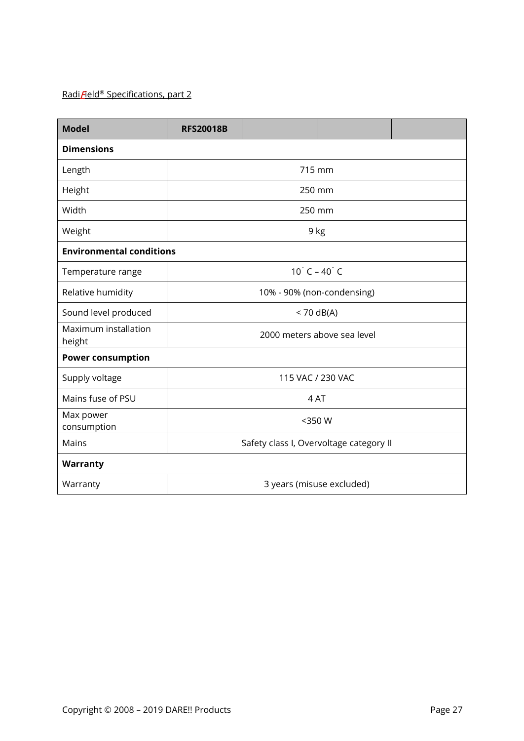RadiField® Specifications, part 2

| Model | RFS20018B | | | |
|---|---|---|---|---|
| **Dimensions** | | | | |
| Length | 715 mm | | | |
| Height | 250 mm | | | |
| Width | 250 mm | | | |
| Weight | 9 kg | | | |
| **Environmental conditions** | | | | |
| Temperature range | 10˚ C – 40˚ C | | | |
| Relative humidity | 10% - 90% (non-condensing) | | | |
| Sound level produced | < 70 dB(A) | | | |
| Maximum installation height | 2000 meters above sea level | | | |
| **Power consumption** | | | | |
| Supply voltage | 115 VAC / 230 VAC | | | |
| Mains fuse of PSU | 4 AT | | | |
| Max power consumption | <350 W | | | |
| Mains | Safety class I, Overvoltage category II | | | |
| **Warranty** | | | | |
| Warranty | 3 years (misuse excluded) | | | |

Copyright © 2008 – 2019 DARE!! Products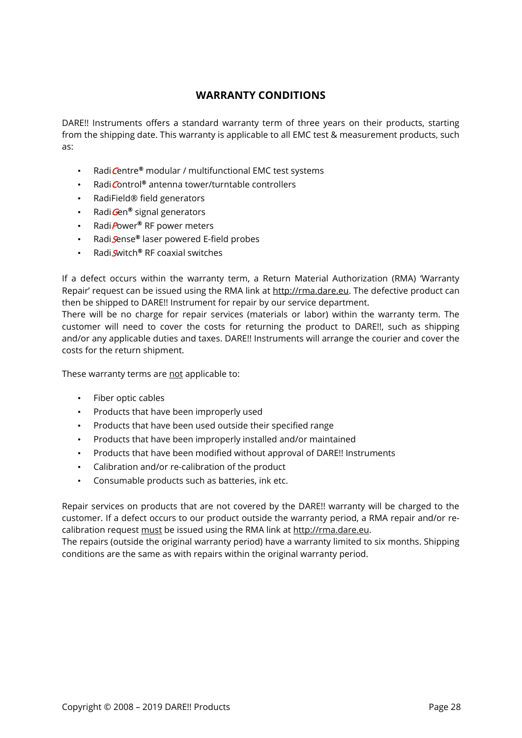# WARRANTY CONDITIONS

DARE!! Instruments offers a standard warranty term of three years on their products, starting from the shipping date. This warranty is applicable to all EMC test & measurement products, such as:

- RadiCentre® modular / multifunctional EMC test systems
- RadiControl® antenna tower/turntable controllers
- RadiField® field generators
- RadiGen® signal generators
- RadiPower® RF power meters
- RadiSense® laser powered E-field probes
- RadiSwitch® RF coaxial switches

If a defect occurs within the warranty term, a Return Material Authorization (RMA) 'Warranty Repair' request can be issued using the RMA link at http://rma.dare.eu. The defective product can then be shipped to DARE!! Instrument for repair by our service department.
There will be no charge for repair services (materials or labor) within the warranty term. The customer will need to cover the costs for returning the product to DARE!!, such as shipping and/or any applicable duties and taxes. DARE!! Instruments will arrange the courier and cover the costs for the return shipment.

These warranty terms are not applicable to:

- Fiber optic cables
- Products that have been improperly used
- Products that have been used outside their specified range
- Products that have been improperly installed and/or maintained
- Products that have been modified without approval of DARE!! Instruments
- Calibration and/or re-calibration of the product
- Consumable products such as batteries, ink etc.

Repair services on products that are not covered by the DARE!! warranty will be charged to the customer. If a defect occurs to our product outside the warranty period, a RMA repair and/or re-calibration request must be issued using the RMA link at http://rma.dare.eu.
The repairs (outside the original warranty period) have a warranty limited to six months. Shipping conditions are the same as with repairs within the original warranty period.

Copyright © 2008 – 2019 DARE!! Products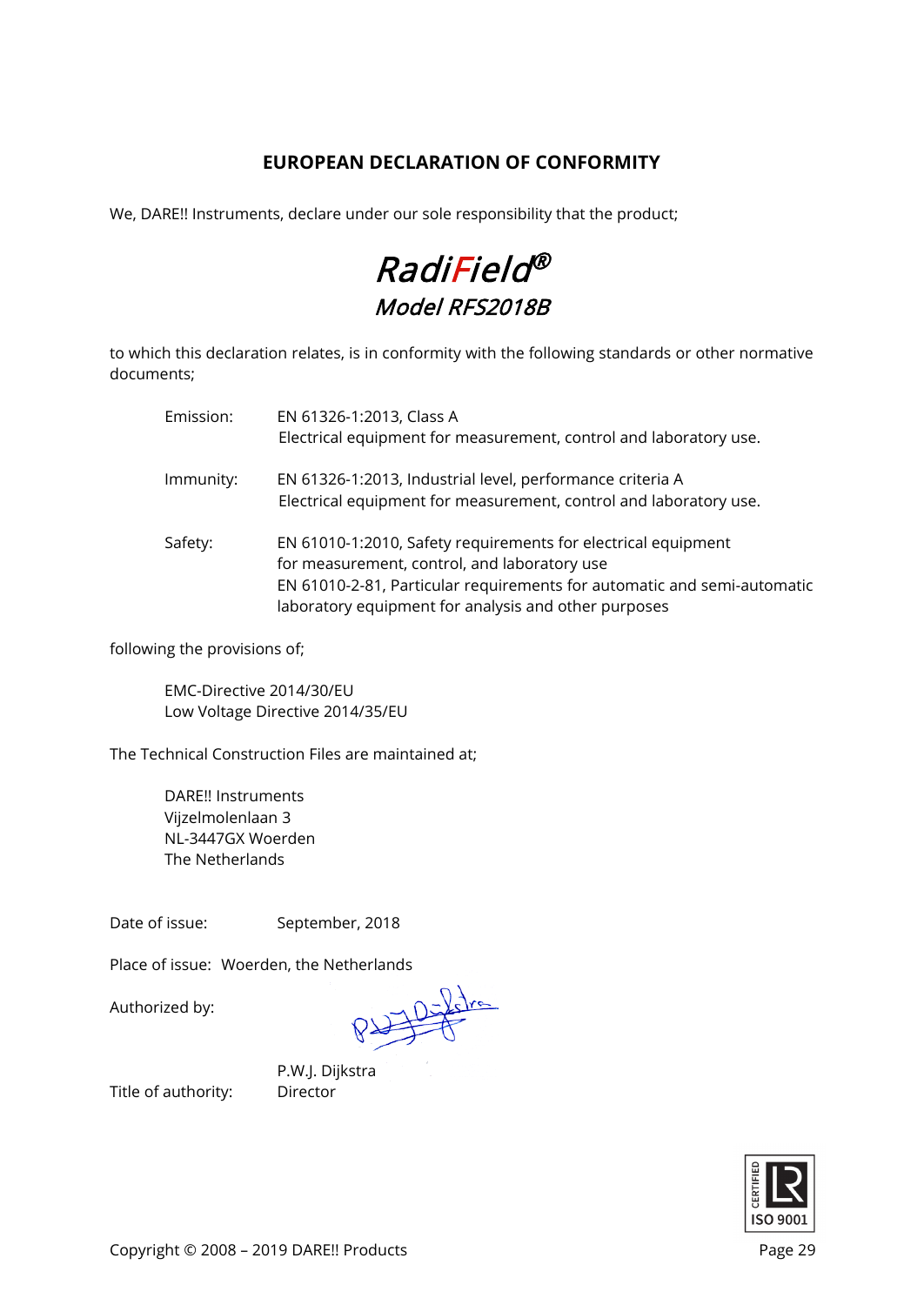# EUROPEAN DECLARATION OF CONFORMITY

We, DARE!! Instruments, declare under our sole responsibility that the product;

*RadiField®*
*Model RFS2018B*

to which this declaration relates, is in conformity with the following standards or other normative documents;

| | |
|---|---|
| Emission: | EN 61326-1:2013, Class A<br>Electrical equipment for measurement, control and laboratory use. |
| Immunity: | EN 61326-1:2013, Industrial level, performance criteria A<br>Electrical equipment for measurement, control and laboratory use. |
| Safety: | EN 61010-1:2010, Safety requirements for electrical equipment for measurement, control, and laboratory use<br>EN 61010-2-81, Particular requirements for automatic and semi-automatic laboratory equipment for analysis and other purposes |

following the provisions of;

EMC-Directive 2014/30/EU
Low Voltage Directive 2014/35/EU

The Technical Construction Files are maintained at;

DARE!! Instruments
Vijzelmolenlaan 3
NL-3447GX Woerden
The Netherlands

Date of issue: September, 2018

Place of issue: Woerden, the Netherlands

Authorized by:

P.W.J. Dijkstra

Title of authority: Director

CERTIFIED ISO 9001

Copyright © 2008 – 2019 DARE!! Products